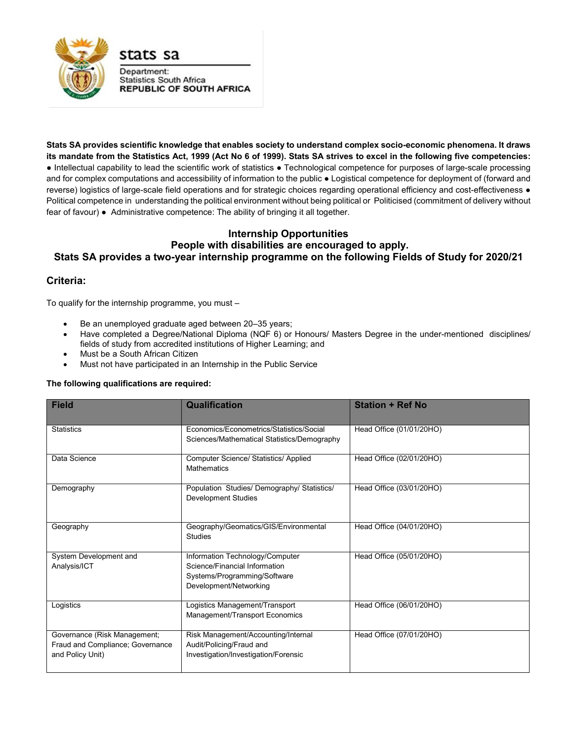stats sa

Department:
Statistics South Africa
**REPUBLIC OF SOUTH AFRICA**

**Stats SA provides scientific knowledge that enables society to understand complex socio-economic phenomena. It draws its mandate from the Statistics Act, 1999 (Act No 6 of 1999). Stats SA strives to excel in the following five competencies:** ● Intellectual capability to lead the scientific work of statistics ● Technological competence for purposes of large-scale processing and for complex computations and accessibility of information to the public ● Logistical competence for deployment of (forward and reverse) logistics of large-scale field operations and for strategic choices regarding operational efficiency and cost-effectiveness ● Political competence in understanding the political environment without being political or Politicised (commitment of delivery without fear of favour) ● Administrative competence: The ability of bringing it all together.

**Internship Opportunities**
**People with disabilities are encouraged to apply.**
**Stats SA provides a two-year internship programme on the following Fields of Study for 2020/21**

## Criteria:

To qualify for the internship programme, you must –

- Be an unemployed graduate aged between 20–35 years;
- Have completed a Degree/National Diploma (NQF 6) or Honours/ Masters Degree in the under-mentioned disciplines/ fields of study from accredited institutions of Higher Learning; and
- Must be a South African Citizen
- Must not have participated in an Internship in the Public Service

**The following qualifications are required:**

| Field | Qualification | Station + Ref No |
|---|---|---|
| Statistics | Economics/Econometrics/Statistics/Social Sciences/Mathematical Statistics/Demography | Head Office (01/01/20HO) |
| Data Science | Computer Science/ Statistics/ Applied Mathematics | Head Office (02/01/20HO) |
| Demography | Population Studies/ Demography/ Statistics/ Development Studies | Head Office (03/01/20HO) |
| Geography | Geography/Geomatics/GIS/Environmental Studies | Head Office (04/01/20HO) |
| System Development and Analysis/ICT | Information Technology/Computer Science/Financial Information Systems/Programming/Software Development/Networking | Head Office (05/01/20HO) |
| Logistics | Logistics Management/Transport Management/Transport Economics | Head Office (06/01/20HO) |
| Governance (Risk Management; Fraud and Compliance; Governance and Policy Unit) | Risk Management/Accounting/Internal Audit/Policing/Fraud and Investigation/Investigation/Forensic | Head Office (07/01/20HO) |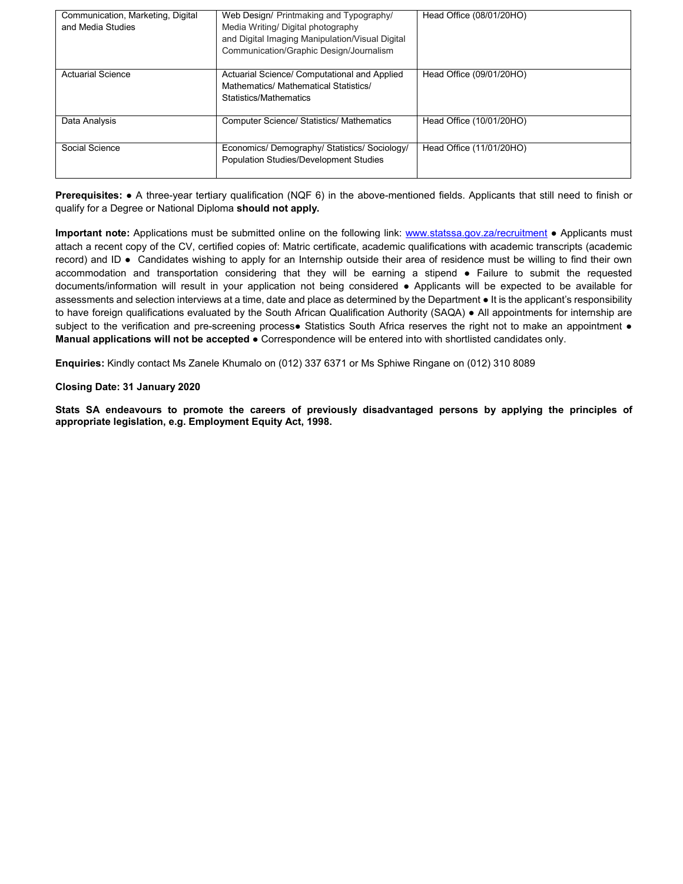| | | |
|---|---|---|
| Communication, Marketing, Digital and Media Studies | Web Design/ Printmaking and Typography/ Media Writing/ Digital photography and Digital Imaging Manipulation/Visual Digital Communication/Graphic Design/Journalism | Head Office (08/01/20HO) |
| Actuarial Science | Actuarial Science/ Computational and Applied Mathematics/ Mathematical Statistics/ Statistics/Mathematics | Head Office (09/01/20HO) |
| Data Analysis | Computer Science/ Statistics/ Mathematics | Head Office (10/01/20HO) |
| Social Science | Economics/ Demography/ Statistics/ Sociology/ Population Studies/Development Studies | Head Office (11/01/20HO) |

**Prerequisites:** ● A three-year tertiary qualification (NQF 6) in the above-mentioned fields. Applicants that still need to finish or qualify for a Degree or National Diploma **should not apply.**

**Important note:** Applications must be submitted online on the following link: www.statssa.gov.za/recruitment ● Applicants must attach a recent copy of the CV, certified copies of: Matric certificate, academic qualifications with academic transcripts (academic record) and ID ● Candidates wishing to apply for an Internship outside their area of residence must be willing to find their own accommodation and transportation considering that they will be earning a stipend ● Failure to submit the requested documents/information will result in your application not being considered ● Applicants will be expected to be available for assessments and selection interviews at a time, date and place as determined by the Department ● It is the applicant's responsibility to have foreign qualifications evaluated by the South African Qualification Authority (SAQA) ● All appointments for internship are subject to the verification and pre-screening process● Statistics South Africa reserves the right not to make an appointment ● **Manual applications will not be accepted** ● Correspondence will be entered into with shortlisted candidates only.

**Enquiries:** Kindly contact Ms Zanele Khumalo on (012) 337 6371 or Ms Sphiwe Ringane on (012) 310 8089

**Closing Date: 31 January 2020**

**Stats SA endeavours to promote the careers of previously disadvantaged persons by applying the principles of appropriate legislation, e.g. Employment Equity Act, 1998.**